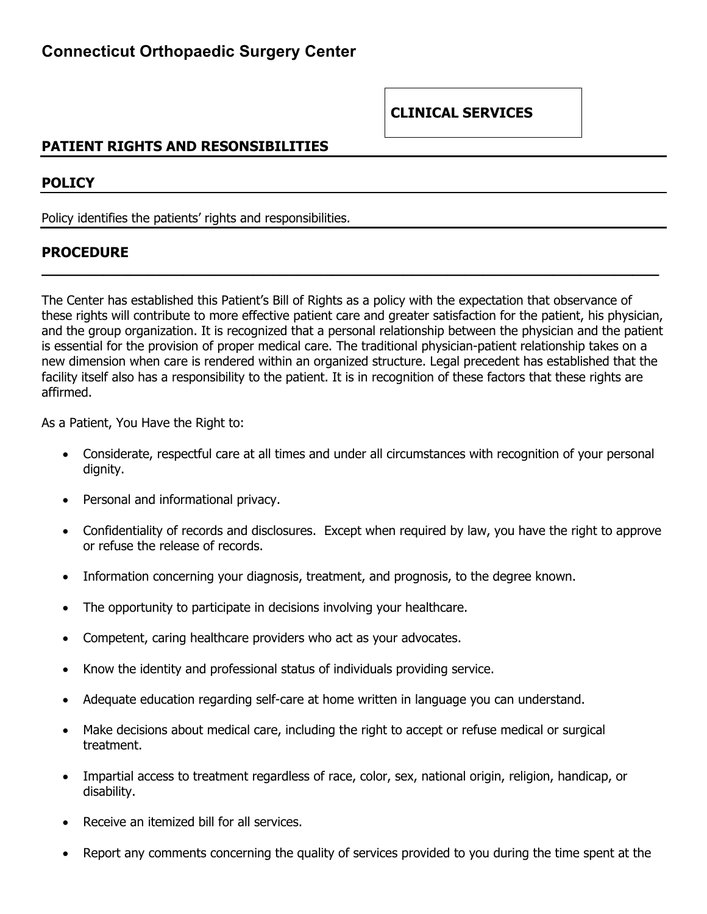# Connecticut Orthopaedic Surgery Center

**CLINICAL SERVICES**

## PATIENT RIGHTS AND RESONSIBILITIES

## POLICY

Policy identifies the patients' rights and responsibilities.

## PROCEDURE

The Center has established this Patient's Bill of Rights as a policy with the expectation that observance of these rights will contribute to more effective patient care and greater satisfaction for the patient, his physician, and the group organization. It is recognized that a personal relationship between the physician and the patient is essential for the provision of proper medical care. The traditional physician-patient relationship takes on a new dimension when care is rendered within an organized structure. Legal precedent has established that the facility itself also has a responsibility to the patient. It is in recognition of these factors that these rights are affirmed.

As a Patient, You Have the Right to:

- Considerate, respectful care at all times and under all circumstances with recognition of your personal dignity.
- Personal and informational privacy.
- Confidentiality of records and disclosures. Except when required by law, you have the right to approve or refuse the release of records.
- Information concerning your diagnosis, treatment, and prognosis, to the degree known.
- The opportunity to participate in decisions involving your healthcare.
- Competent, caring healthcare providers who act as your advocates.
- Know the identity and professional status of individuals providing service.
- Adequate education regarding self-care at home written in language you can understand.
- Make decisions about medical care, including the right to accept or refuse medical or surgical treatment.
- Impartial access to treatment regardless of race, color, sex, national origin, religion, handicap, or disability.
- Receive an itemized bill for all services.
- Report any comments concerning the quality of services provided to you during the time spent at the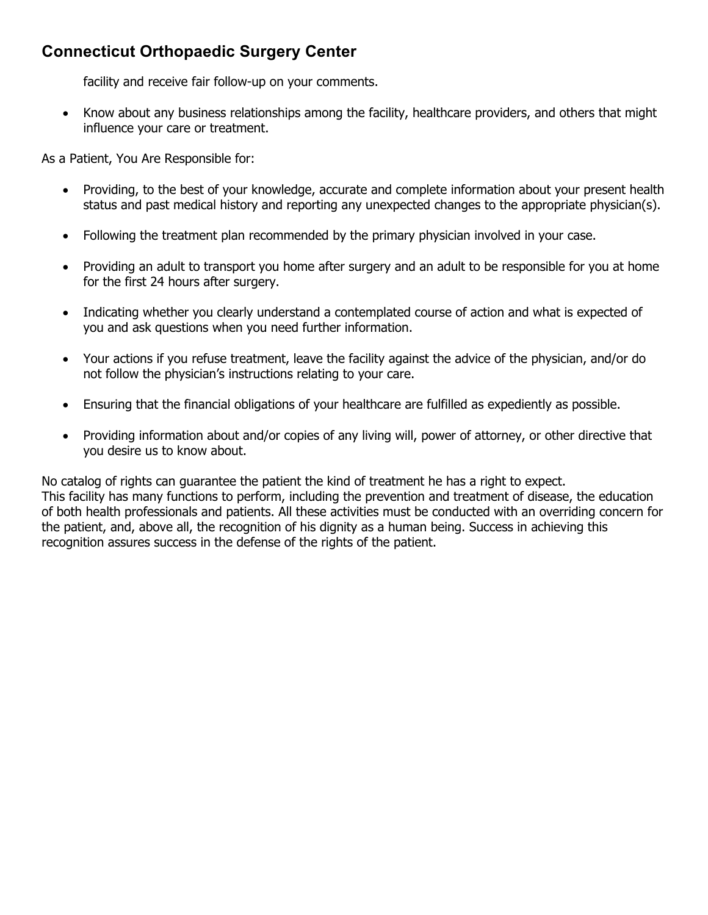facility and receive fair follow-up on your comments.

- Know about any business relationships among the facility, healthcare providers, and others that might influence your care or treatment.

As a Patient, You Are Responsible for:

- Providing, to the best of your knowledge, accurate and complete information about your present health status and past medical history and reporting any unexpected changes to the appropriate physician(s).
- Following the treatment plan recommended by the primary physician involved in your case.
- Providing an adult to transport you home after surgery and an adult to be responsible for you at home for the first 24 hours after surgery.
- Indicating whether you clearly understand a contemplated course of action and what is expected of you and ask questions when you need further information.
- Your actions if you refuse treatment, leave the facility against the advice of the physician, and/or do not follow the physician's instructions relating to your care.
- Ensuring that the financial obligations of your healthcare are fulfilled as expediently as possible.
- Providing information about and/or copies of any living will, power of attorney, or other directive that you desire us to know about.

No catalog of rights can guarantee the patient the kind of treatment he has a right to expect.
This facility has many functions to perform, including the prevention and treatment of disease, the education of both health professionals and patients. All these activities must be conducted with an overriding concern for the patient, and, above all, the recognition of his dignity as a human being. Success in achieving this recognition assures success in the defense of the rights of the patient.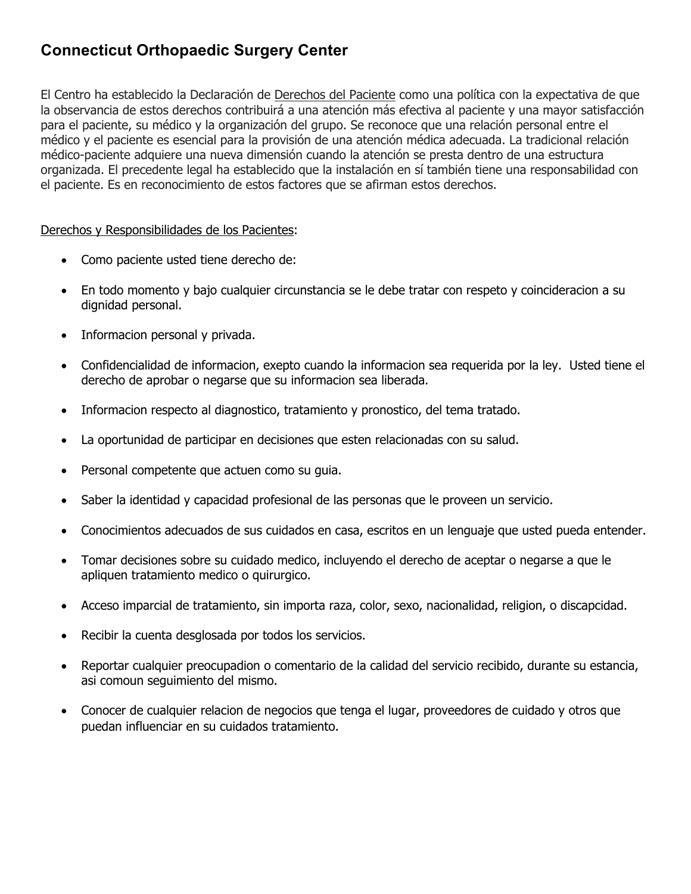## Connecticut Orthopaedic Surgery Center

El Centro ha establecido la Declaración de Derechos del Paciente como una política con la expectativa de que la observancia de estos derechos contribuirá a una atención más efectiva al paciente y una mayor satisfacción para el paciente, su médico y la organización del grupo. Se reconoce que una relación personal entre el médico y el paciente es esencial para la provisión de una atención médica adecuada. La tradicional relación médico-paciente adquiere una nueva dimensión cuando la atención se presta dentro de una estructura organizada. El precedente legal ha establecido que la instalación en sí también tiene una responsabilidad con el paciente. Es en reconocimiento de estos factores que se afirman estos derechos.

Derechos y Responsibilidades de los Pacientes:

- Como paciente usted tiene derecho de:
- En todo momento y bajo cualquier circunstancia se le debe tratar con respeto y coincideracion a su dignidad personal.
- Informacion personal y privada.
- Confidencialidad de informacion, exepto cuando la informacion sea requerida por la ley. Usted tiene el derecho de aprobar o negarse que su informacion sea liberada.
- Informacion respecto al diagnostico, tratamiento y pronostico, del tema tratado.
- La oportunidad de participar en decisiones que esten relacionadas con su salud.
- Personal competente que actuen como su guia.
- Saber la identidad y capacidad profesional de las personas que le proveen un servicio.
- Conocimientos adecuados de sus cuidados en casa, escritos en un lenguaje que usted pueda entender.
- Tomar decisiones sobre su cuidado medico, incluyendo el derecho de aceptar o negarse a que le apliquen tratamiento medico o quirurgico.
- Acceso imparcial de tratamiento, sin importa raza, color, sexo, nacionalidad, religion, o discapcidad.
- Recibir la cuenta desglosada por todos los servicios.
- Reportar cualquier preocupadion o comentario de la calidad del servicio recibido, durante su estancia, asi comoun seguimiento del mismo.
- Conocer de cualquier relacion de negocios que tenga el lugar, proveedores de cuidado y otros que puedan influenciar en su cuidados tratamiento.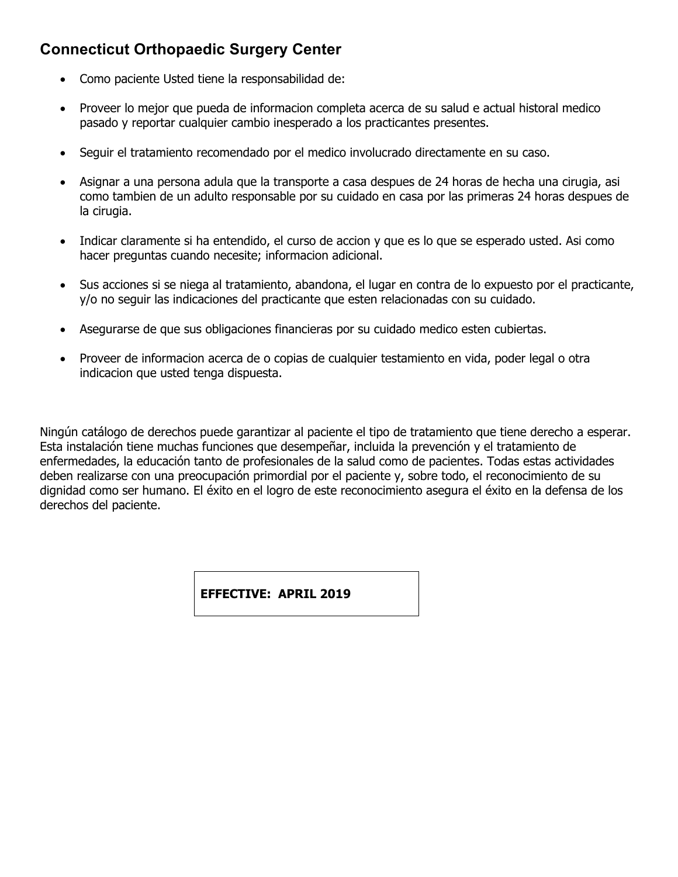## Connecticut Orthopaedic Surgery Center

- Como paciente Usted tiene la responsabilidad de:
- Proveer lo mejor que pueda de informacion completa acerca de su salud e actual historal medico pasado y reportar cualquier cambio inesperado a los practicantes presentes.
- Seguir el tratamiento recomendado por el medico involucrado directamente en su caso.
- Asignar a una persona adula que la transporte a casa despues de 24 horas de hecha una cirugia, asi como tambien de un adulto responsable por su cuidado en casa por las primeras 24 horas despues de la cirugia.
- Indicar claramente si ha entendido, el curso de accion y que es lo que se esperado usted. Asi como hacer preguntas cuando necesite; informacion adicional.
- Sus acciones si se niega al tratamiento, abandona, el lugar en contra de lo expuesto por el practicante, y/o no seguir las indicaciones del practicante que esten relacionadas con su cuidado.
- Asegurarse de que sus obligaciones financieras por su cuidado medico esten cubiertas.
- Proveer de informacion acerca de o copias de cualquier testamiento en vida, poder legal o otra indicacion que usted tenga dispuesta.

Ningún catálogo de derechos puede garantizar al paciente el tipo de tratamiento que tiene derecho a esperar. Esta instalación tiene muchas funciones que desempeñar, incluida la prevención y el tratamiento de enfermedades, la educación tanto de profesionales de la salud como de pacientes. Todas estas actividades deben realizarse con una preocupación primordial por el paciente y, sobre todo, el reconocimiento de su dignidad como ser humano. El éxito en el logro de este reconocimiento asegura el éxito en la defensa de los derechos del paciente.

**EFFECTIVE: APRIL 2019**